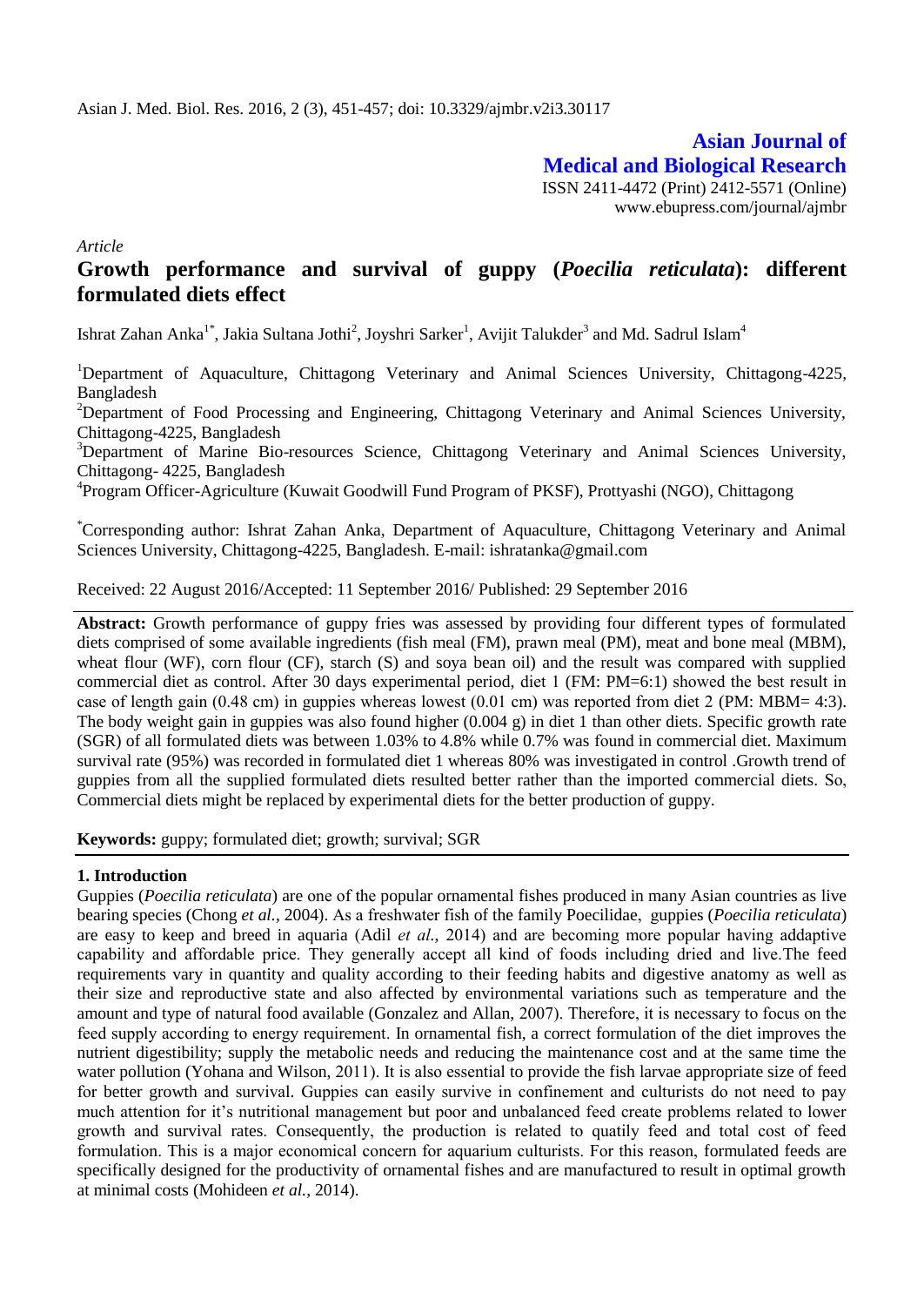Asian J. Med. Biol. Res. 2016, 2 (3), 451-457; doi: 10.3329/ajmbr.v2i3.30117

**Asian Journal of Medical and Biological Research**

ISSN 2411-4472 (Print) 2412-5571 (Online)
www.ebupress.com/journal/ajmbr

*Article*

# Growth performance and survival of guppy (*Poecilia reticulata*): different formulated diets effect

Ishrat Zahan Anka[1*], Jakia Sultana Jothi[2], Joyshri Sarker[1], Avijit Talukder[3] and Md. Sadrul Islam[4]

[1]Department of Aquaculture, Chittagong Veterinary and Animal Sciences University, Chittagong-4225, Bangladesh

[2]Department of Food Processing and Engineering, Chittagong Veterinary and Animal Sciences University, Chittagong-4225, Bangladesh

[3]Department of Marine Bio-resources Science, Chittagong Veterinary and Animal Sciences University, Chittagong- 4225, Bangladesh

[4]Program Officer-Agriculture (Kuwait Goodwill Fund Program of PKSF), Prottyashi (NGO), Chittagong

[*]Corresponding author: Ishrat Zahan Anka, Department of Aquaculture, Chittagong Veterinary and Animal Sciences University, Chittagong-4225, Bangladesh. E-mail: ishratanka@gmail.com

Received: 22 August 2016/Accepted: 11 September 2016/ Published: 29 September 2016

**Abstract:** Growth performance of guppy fries was assessed by providing four different types of formulated diets comprised of some available ingredients (fish meal (FM), prawn meal (PM), meat and bone meal (MBM), wheat flour (WF), corn flour (CF), starch (S) and soya bean oil) and the result was compared with supplied commercial diet as control. After 30 days experimental period, diet 1 (FM: PM=6:1) showed the best result in case of length gain (0.48 cm) in guppies whereas lowest (0.01 cm) was reported from diet 2 (PM: MBM= 4:3). The body weight gain in guppies was also found higher (0.004 g) in diet 1 than other diets. Specific growth rate (SGR) of all formulated diets was between 1.03% to 4.8% while 0.7% was found in commercial diet. Maximum survival rate (95%) was recorded in formulated diet 1 whereas 80% was investigated in control .Growth trend of guppies from all the supplied formulated diets resulted better rather than the imported commercial diets. So, Commercial diets might be replaced by experimental diets for the better production of guppy.

**Keywords:** guppy; formulated diet; growth; survival; SGR

## 1. Introduction

Guppies (*Poecilia reticulata*) are one of the popular ornamental fishes produced in many Asian countries as live bearing species (Chong *et al.*, 2004). As a freshwater fish of the family Poecilidae, guppies (*Poecilia reticulata*) are easy to keep and breed in aquaria (Adil *et al.*, 2014) and are becoming more popular having addaptive capability and affordable price. They generally accept all kind of foods including dried and live.The feed requirements vary in quantity and quality according to their feeding habits and digestive anatomy as well as their size and reproductive state and also affected by environmental variations such as temperature and the amount and type of natural food available (Gonzalez and Allan, 2007). Therefore, it is necessary to focus on the feed supply according to energy requirement. In ornamental fish, a correct formulation of the diet improves the nutrient digestibility; supply the metabolic needs and reducing the maintenance cost and at the same time the water pollution (Yohana and Wilson, 2011). It is also essential to provide the fish larvae appropriate size of feed for better growth and survival. Guppies can easily survive in confinement and culturists do not need to pay much attention for it's nutritional management but poor and unbalanced feed create problems related to lower growth and survival rates. Consequently, the production is related to quatily feed and total cost of feed formulation. This is a major economical concern for aquarium culturists. For this reason, formulated feeds are specifically designed for the productivity of ornamental fishes and are manufactured to result in optimal growth at minimal costs (Mohideen *et al.*, 2014).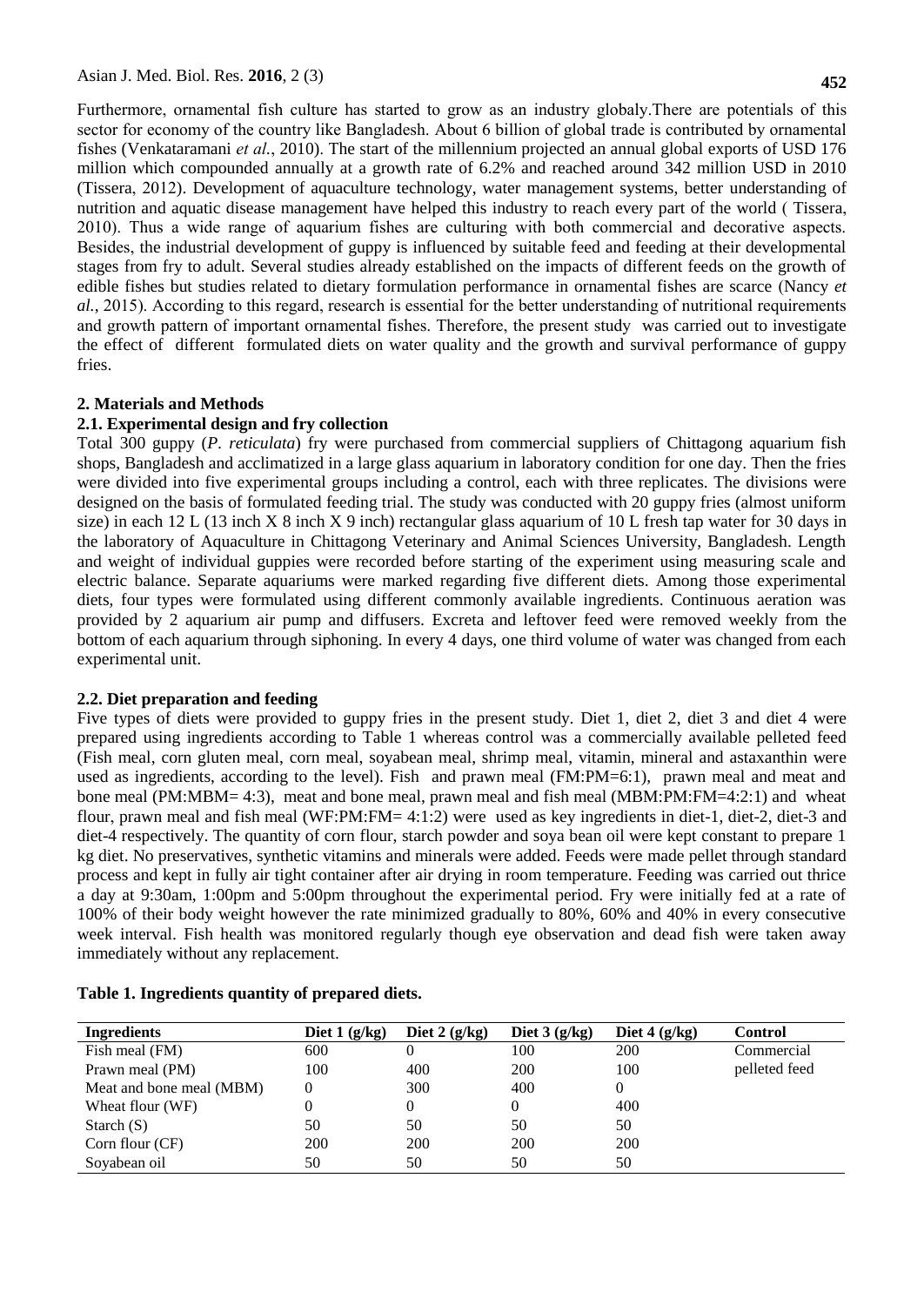Furthermore, ornamental fish culture has started to grow as an industry globaly.There are potentials of this sector for economy of the country like Bangladesh. About 6 billion of global trade is contributed by ornamental fishes (Venkataramani *et al.*, 2010). The start of the millennium projected an annual global exports of USD 176 million which compounded annually at a growth rate of 6.2% and reached around 342 million USD in 2010 (Tissera, 2012). Development of aquaculture technology, water management systems, better understanding of nutrition and aquatic disease management have helped this industry to reach every part of the world ( Tissera, 2010). Thus a wide range of aquarium fishes are culturing with both commercial and decorative aspects. Besides, the industrial development of guppy is influenced by suitable feed and feeding at their developmental stages from fry to adult. Several studies already established on the impacts of different feeds on the growth of edible fishes but studies related to dietary formulation performance in ornamental fishes are scarce (Nancy *et al.*, 2015). According to this regard, research is essential for the better understanding of nutritional requirements and growth pattern of important ornamental fishes. Therefore, the present study was carried out to investigate the effect of different formulated diets on water quality and the growth and survival performance of guppy fries.

## 2. Materials and Methods

### 2.1. Experimental design and fry collection

Total 300 guppy (*P. reticulata*) fry were purchased from commercial suppliers of Chittagong aquarium fish shops, Bangladesh and acclimatized in a large glass aquarium in laboratory condition for one day. Then the fries were divided into five experimental groups including a control, each with three replicates. The divisions were designed on the basis of formulated feeding trial. The study was conducted with 20 guppy fries (almost uniform size) in each 12 L (13 inch X 8 inch X 9 inch) rectangular glass aquarium of 10 L fresh tap water for 30 days in the laboratory of Aquaculture in Chittagong Veterinary and Animal Sciences University, Bangladesh. Length and weight of individual guppies were recorded before starting of the experiment using measuring scale and electric balance. Separate aquariums were marked regarding five different diets. Among those experimental diets, four types were formulated using different commonly available ingredients. Continuous aeration was provided by 2 aquarium air pump and diffusers. Excreta and leftover feed were removed weekly from the bottom of each aquarium through siphoning. In every 4 days, one third volume of water was changed from each experimental unit.

### 2.2. Diet preparation and feeding

Five types of diets were provided to guppy fries in the present study. Diet 1, diet 2, diet 3 and diet 4 were prepared using ingredients according to Table 1 whereas control was a commercially available pelleted feed (Fish meal, corn gluten meal, corn meal, soyabean meal, shrimp meal, vitamin, mineral and astaxanthin were used as ingredients, according to the level). Fish and prawn meal (FM:PM=6:1), prawn meal and meat and bone meal (PM:MBM= 4:3), meat and bone meal, prawn meal and fish meal (MBM:PM:FM=4:2:1) and wheat flour, prawn meal and fish meal (WF:PM:FM= 4:1:2) were used as key ingredients in diet-1, diet-2, diet-3 and diet-4 respectively. The quantity of corn flour, starch powder and soya bean oil were kept constant to prepare 1 kg diet. No preservatives, synthetic vitamins and minerals were added. Feeds were made pellet through standard process and kept in fully air tight container after air drying in room temperature. Feeding was carried out thrice a day at 9:30am, 1:00pm and 5:00pm throughout the experimental period. Fry were initially fed at a rate of 100% of their body weight however the rate minimized gradually to 80%, 60% and 40% in every consecutive week interval. Fish health was monitored regularly though eye observation and dead fish were taken away immediately without any replacement.

**Table 1. Ingredients quantity of prepared diets.**

| Ingredients | Diet 1 (g/kg) | Diet 2 (g/kg) | Diet 3 (g/kg) | Diet 4 (g/kg) | Control |
|---|---|---|---|---|---|
| Fish meal (FM) | 600 | 0 | 100 | 200 | Commercial pelleted feed |
| Prawn meal (PM) | 100 | 400 | 200 | 100 | |
| Meat and bone meal (MBM) | 0 | 300 | 400 | 0 | |
| Wheat flour (WF) | 0 | 0 | 0 | 400 | |
| Starch (S) | 50 | 50 | 50 | 50 | |
| Corn flour (CF) | 200 | 200 | 200 | 200 | |
| Soyabean oil | 50 | 50 | 50 | 50 | |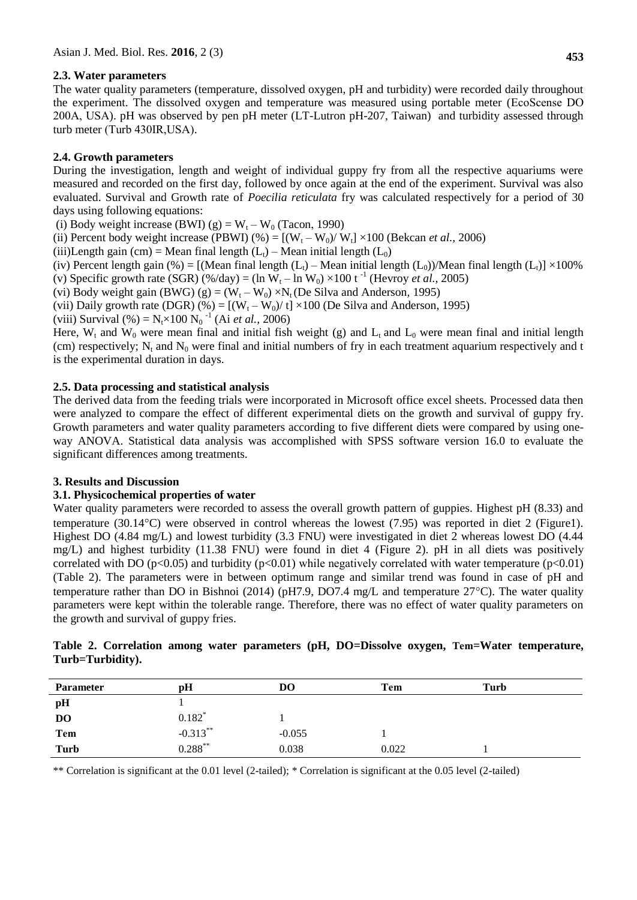### 2.3. Water parameters

The water quality parameters (temperature, dissolved oxygen, pH and turbidity) were recorded daily throughout the experiment. The dissolved oxygen and temperature was measured using portable meter (EcoScense DO 200A, USA). pH was observed by pen pH meter (LT-Lutron pH-207, Taiwan) and turbidity assessed through turb meter (Turb 430IR,USA).

### 2.4. Growth parameters

During the investigation, length and weight of individual guppy fry from all the respective aquariums were measured and recorded on the first day, followed by once again at the end of the experiment. Survival was also evaluated. Survival and Growth rate of *Poecilia reticulata* fry was calculated respectively for a period of 30 days using following equations:

(i) Body weight increase (BWI) (g) = $W_t - W_0$ (Tacon, 1990)

(ii) Percent body weight increase (PBWI) (%) = $[(W_t - W_0)/ W_t] \times 100$ (Bekcan *et al.*, 2006)

(iii)Length gain (cm) = Mean final length ($L_t$) – Mean initial length ($L_0$)

(iv) Percent length gain (%) = [(Mean final length ($L_t$) – Mean initial length ($L_0$))/Mean final length ($L_t$)] ×100%

(v) Specific growth rate (SGR) (%/day) = $(\ln W_t - \ln W_0) \times 100\ t^{-1}$ (Hevroy *et al.*, 2005)

(vi) Body weight gain (BWG) (g) = $(W_t - W_0) \times N_t$ (De Silva and Anderson, 1995)

(vii) Daily growth rate (DGR) (%) = $[(W_t - W_0)/ t] \times 100$ (De Silva and Anderson, 1995)

(viii) Survival (%) = $N_t \times 100\ N_0^{-1}$ (Ai *et al.*, 2006)

Here, $W_t$ and $W_0$ were mean final and initial fish weight (g) and $L_t$ and $L_0$ were mean final and initial length (cm) respectively; $N_t$ and $N_0$ were final and initial numbers of fry in each treatment aquarium respectively and t is the experimental duration in days.

### 2.5. Data processing and statistical analysis

The derived data from the feeding trials were incorporated in Microsoft office excel sheets. Processed data then were analyzed to compare the effect of different experimental diets on the growth and survival of guppy fry. Growth parameters and water quality parameters according to five different diets were compared by using one-way ANOVA. Statistical data analysis was accomplished with SPSS software version 16.0 to evaluate the significant differences among treatments.

## 3. Results and Discussion

### 3.1. Physicochemical properties of water

Water quality parameters were recorded to assess the overall growth pattern of guppies. Highest pH (8.33) and temperature (30.14°C) were observed in control whereas the lowest (7.95) was reported in diet 2 (Figure1). Highest DO (4.84 mg/L) and lowest turbidity (3.3 FNU) were investigated in diet 2 whereas lowest DO (4.44 mg/L) and highest turbidity (11.38 FNU) were found in diet 4 (Figure 2). pH in all diets was positively correlated with DO ($p<0.05$) and turbidity ($p<0.01$) while negatively correlated with water temperature ($p<0.01$) (Table 2). The parameters were in between optimum range and similar trend was found in case of pH and temperature rather than DO in Bishnoi (2014) (pH7.9, DO7.4 mg/L and temperature 27°C). The water quality parameters were kept within the tolerable range. Therefore, there was no effect of water quality parameters on the growth and survival of guppy fries.

**Table 2. Correlation among water parameters (pH, DO=Dissolve oxygen, Tem=Water temperature, Turb=Turbidity).**

| Parameter | pH | DO | Tem | Turb |
|---|---|---|---|---|
| **pH** | 1 | | | |
| **DO** | 0.182* | 1 | | |
| **Tem** | -0.313** | -0.055 | 1 | |
| **Turb** | 0.288** | 0.038 | 0.022 | 1 |

** Correlation is significant at the 0.01 level (2-tailed); * Correlation is significant at the 0.05 level (2-tailed)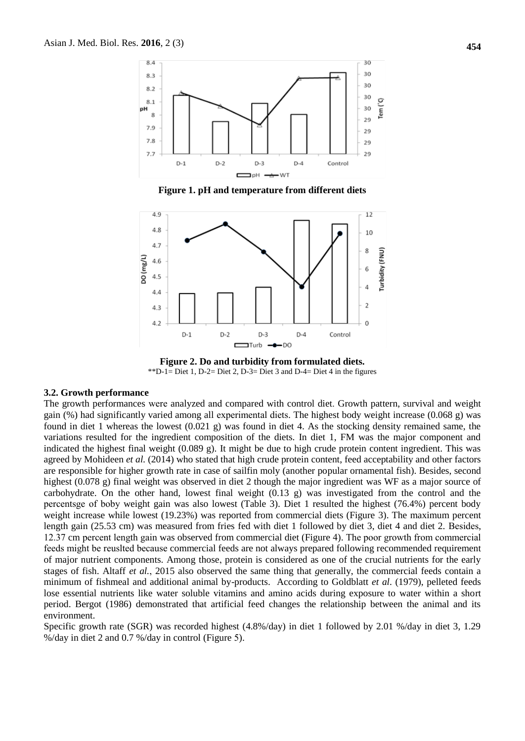**Figure 1. pH and temperature from different diets**

**Figure 2. Do and turbidity from formulated diets.**

**D-1= Diet 1, D-2= Diet 2, D-3= Diet 3 and D-4= Diet 4 in the figures

### 3.2. Growth performance

The growth performances were analyzed and compared with control diet. Growth pattern, survival and weight gain (%) had significantly varied among all experimental diets. The highest body weight increase (0.068 g) was found in diet 1 whereas the lowest (0.021 g) was found in diet 4. As the stocking density remained same, the variations resulted for the ingredient composition of the diets. In diet 1, FM was the major component and indicated the highest final weight (0.089 g). It might be due to high crude protein content ingredient. This was agreed by Mohideen *et al.* (2014) who stated that high crude protein content, feed acceptability and other factors are responsible for higher growth rate in case of sailfin moly (another popular ornamental fish). Besides, second highest (0.078 g) final weight was observed in diet 2 though the major ingredient was WF as a major source of carbohydrate. On the other hand, lowest final weight (0.13 g) was investigated from the control and the percentsge of boby weight gain was also lowest (Table 3). Diet 1 resulted the highest (76.4%) percent body weight increase while lowest (19.23%) was reported from commercial diets (Figure 3). The maximum percent length gain (25.53 cm) was measured from fries fed with diet 1 followed by diet 3, diet 4 and diet 2. Besides, 12.37 cm percent length gain was observed from commercial diet (Figure 4). The poor growth from commercial feeds might be reuslted because commercial feeds are not always prepared following recommended requirement of major nutrient components. Among those, protein is considered as one of the crucial nutrients for the early stages of fish. Altaff *et al.*, 2015 also observed the same thing that *g*enerally, the commercial feeds contain a minimum of fishmeal and additional animal by-products. According to Goldblatt *et al*. (1979), pelleted feeds lose essential nutrients like water soluble vitamins and amino acids during exposure to water within a short period. Bergot (1986) demonstrated that artificial feed changes the relationship between the animal and its environment.

Specific growth rate (SGR) was recorded highest (4.8%/day) in diet 1 followed by 2.01 %/day in diet 3, 1.29 %/day in diet 2 and 0.7 %/day in control (Figure 5).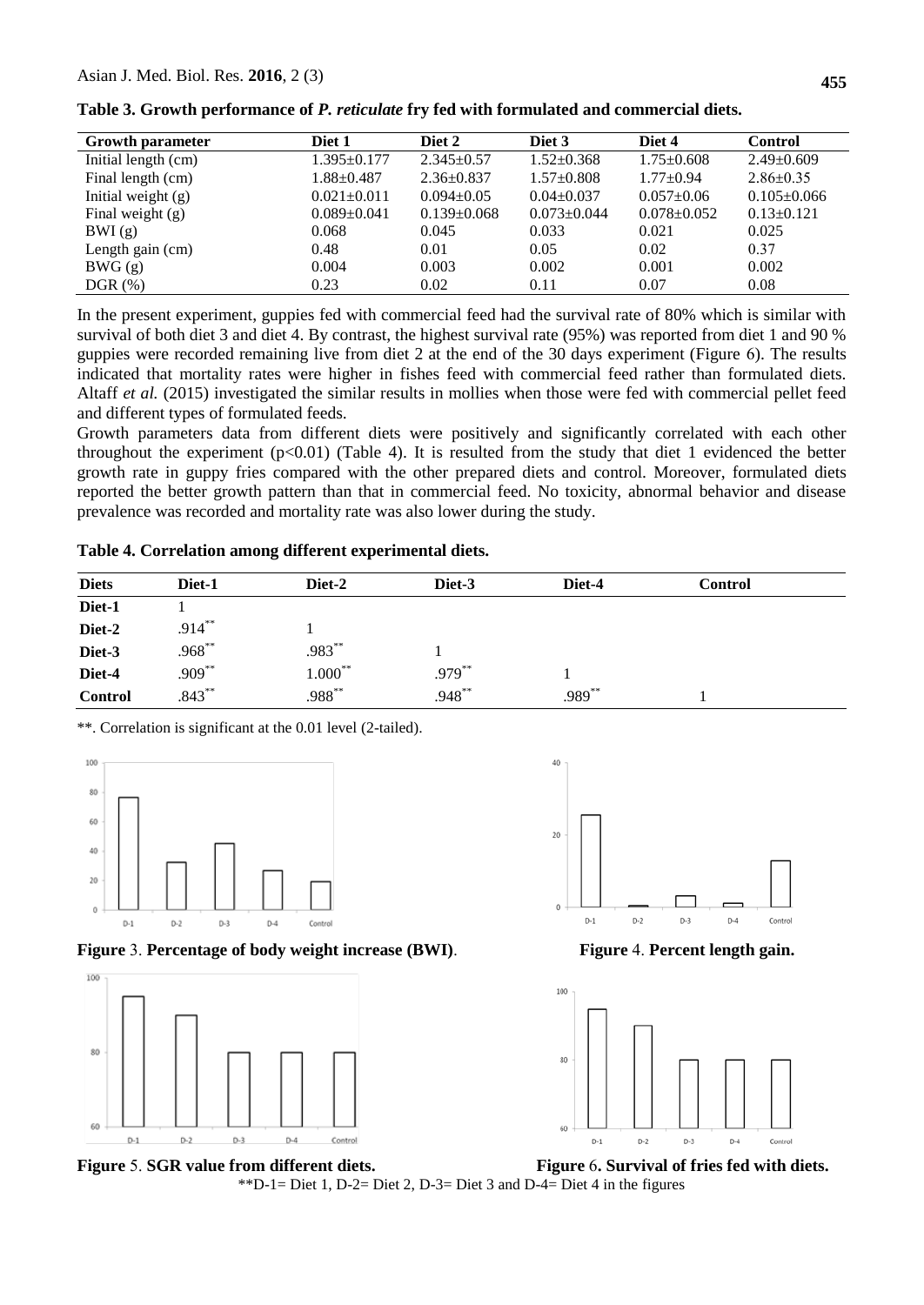**Table 3. Growth performance of *P. reticulate* fry fed with formulated and commercial diets.**

| Growth parameter | Diet 1 | Diet 2 | Diet 3 | Diet 4 | Control |
|---|---|---|---|---|---|
| Initial length (cm) | 1.395±0.177 | 2.345±0.57 | 1.52±0.368 | 1.75±0.608 | 2.49±0.609 |
| Final length (cm) | 1.88±0.487 | 2.36±0.837 | 1.57±0.808 | 1.77±0.94 | 2.86±0.35 |
| Initial weight (g) | 0.021±0.011 | 0.094±0.05 | 0.04±0.037 | 0.057±0.06 | 0.105±0.066 |
| Final weight (g) | 0.089±0.041 | 0.139±0.068 | 0.073±0.044 | 0.078±0.052 | 0.13±0.121 |
| BWI (g) | 0.068 | 0.045 | 0.033 | 0.021 | 0.025 |
| Length gain (cm) | 0.48 | 0.01 | 0.05 | 0.02 | 0.37 |
| BWG (g) | 0.004 | 0.003 | 0.002 | 0.001 | 0.002 |
| DGR (%) | 0.23 | 0.02 | 0.11 | 0.07 | 0.08 |

In the present experiment, guppies fed with commercial feed had the survival rate of 80% which is similar with survival of both diet 3 and diet 4. By contrast, the highest survival rate (95%) was reported from diet 1 and 90 % guppies were recorded remaining live from diet 2 at the end of the 30 days experiment (Figure 6). The results indicated that mortality rates were higher in fishes feed with commercial feed rather than formulated diets. Altaff *et al.* (2015) investigated the similar results in mollies when those were fed with commercial pellet feed and different types of formulated feeds.

Growth parameters data from different diets were positively and significantly correlated with each other throughout the experiment ($p<0.01$) (Table 4). It is resulted from the study that diet 1 evidenced the better growth rate in guppy fries compared with the other prepared diets and control. Moreover, formulated diets reported the better growth pattern than that in commercial feed. No toxicity, abnormal behavior and disease prevalence was recorded and mortality rate was also lower during the study.

**Table 4. Correlation among different experimental diets.**

| Diets | Diet-1 | Diet-2 | Diet-3 | Diet-4 | Control |
|---|---|---|---|---|---|
| **Diet-1** | 1 | | | | |
| **Diet-2** | .914** | 1 | | | |
| **Diet-3** | .968** | .983** | 1 | | |
| **Diet-4** | .909** | 1.000** | .979** | 1 | |
| **Control** | .843** | .988** | .948** | .989** | 1 |

**. Correlation is significant at the 0.01 level (2-tailed).

**Figure 3. Percentage of body weight increase (BWI).**

**Figure 4. Percent length gain.**

**Figure 5. SGR value from different diets.**

**Figure 6. Survival of fries fed with diets.**

**D-1= Diet 1, D-2= Diet 2, D-3= Diet 3 and D-4= Diet 4 in the figures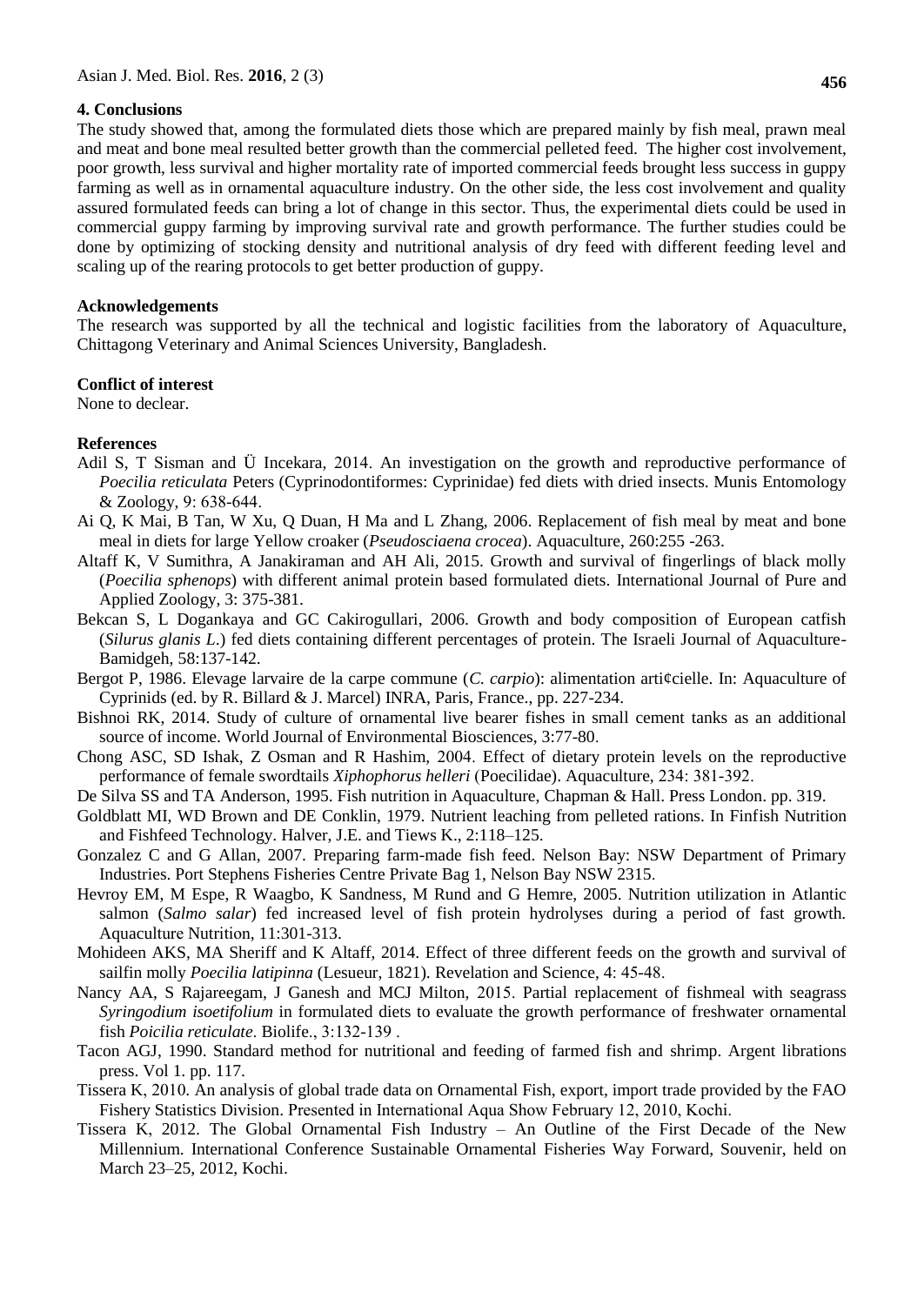## 4. Conclusions

The study showed that, among the formulated diets those which are prepared mainly by fish meal, prawn meal and meat and bone meal resulted better growth than the commercial pelleted feed. The higher cost involvement, poor growth, less survival and higher mortality rate of imported commercial feeds brought less success in guppy farming as well as in ornamental aquaculture industry. On the other side, the less cost involvement and quality assured formulated feeds can bring a lot of change in this sector. Thus, the experimental diets could be used in commercial guppy farming by improving survival rate and growth performance. The further studies could be done by optimizing of stocking density and nutritional analysis of dry feed with different feeding level and scaling up of the rearing protocols to get better production of guppy.

## Acknowledgements

The research was supported by all the technical and logistic facilities from the laboratory of Aquaculture, Chittagong Veterinary and Animal Sciences University, Bangladesh.

## Conflict of interest

None to declear.

## References

Adil S, T Sisman and Ü Incekara, 2014. An investigation on the growth and reproductive performance of *Poecilia reticulata* Peters (Cyprinodontiformes: Cyprinidae) fed diets with dried insects. Munis Entomology & Zoology, 9: 638-644.

Ai Q, K Mai, B Tan, W Xu, Q Duan, H Ma and L Zhang, 2006. Replacement of fish meal by meat and bone meal in diets for large Yellow croaker (*Pseudosciaena crocea*). Aquaculture, 260:255 -263.

Altaff K, V Sumithra, A Janakiraman and AH Ali, 2015. Growth and survival of fingerlings of black molly (*Poecilia sphenops*) with different animal protein based formulated diets. International Journal of Pure and Applied Zoology, 3: 375-381.

Bekcan S, L Dogankaya and GC Cakirogullari, 2006. Growth and body composition of European catfish (*Silurus glanis L*.) fed diets containing different percentages of protein. The Israeli Journal of Aquaculture-Bamidgeh, 58:137-142.

Bergot P, 1986. Elevage larvaire de la carpe commune (*C. carpio*): alimentation arti¢cielle. In: Aquaculture of Cyprinids (ed. by R. Billard & J. Marcel) INRA, Paris, France., pp. 227-234.

Bishnoi RK, 2014. Study of culture of ornamental live bearer fishes in small cement tanks as an additional source of income. World Journal of Environmental Biosciences, 3:77-80.

Chong ASC, SD Ishak, Z Osman and R Hashim, 2004. Effect of dietary protein levels on the reproductive performance of female swordtails *Xiphophorus helleri* (Poecilidae). Aquaculture, 234: 381-392.

De Silva SS and TA Anderson, 1995. Fish nutrition in Aquaculture, Chapman & Hall. Press London. pp. 319.

Goldblatt MI, WD Brown and DE Conklin, 1979. Nutrient leaching from pelleted rations. In Finfish Nutrition and Fishfeed Technology. Halver, J.E. and Tiews K., 2:118–125.

Gonzalez C and G Allan, 2007. Preparing farm-made fish feed. Nelson Bay: NSW Department of Primary Industries. Port Stephens Fisheries Centre Private Bag 1, Nelson Bay NSW 2315.

Hevroy EM, M Espe, R Waagbo, K Sandness, M Rund and G Hemre, 2005. Nutrition utilization in Atlantic salmon (*Salmo salar*) fed increased level of fish protein hydrolyses during a period of fast growth. Aquaculture Nutrition, 11:301-313.

Mohideen AKS, MA Sheriff and K Altaff, 2014. Effect of three different feeds on the growth and survival of sailfin molly *Poecilia latipinna* (Lesueur, 1821). Revelation and Science, 4: 45-48.

Nancy AA, S Rajareegam, J Ganesh and MCJ Milton, 2015. Partial replacement of fishmeal with seagrass *Syringodium isoetifolium* in formulated diets to evaluate the growth performance of freshwater ornamental fish *Poicilia reticulate*. Biolife., 3:132-139 .

Tacon AGJ, 1990. Standard method for nutritional and feeding of farmed fish and shrimp. Argent librations press. Vol 1. pp. 117.

Tissera K, 2010. An analysis of global trade data on Ornamental Fish, export, import trade provided by the FAO Fishery Statistics Division. Presented in International Aqua Show February 12, 2010, Kochi.

Tissera K, 2012. The Global Ornamental Fish Industry – An Outline of the First Decade of the New Millennium. International Conference Sustainable Ornamental Fisheries Way Forward, Souvenir, held on March 23–25, 2012, Kochi.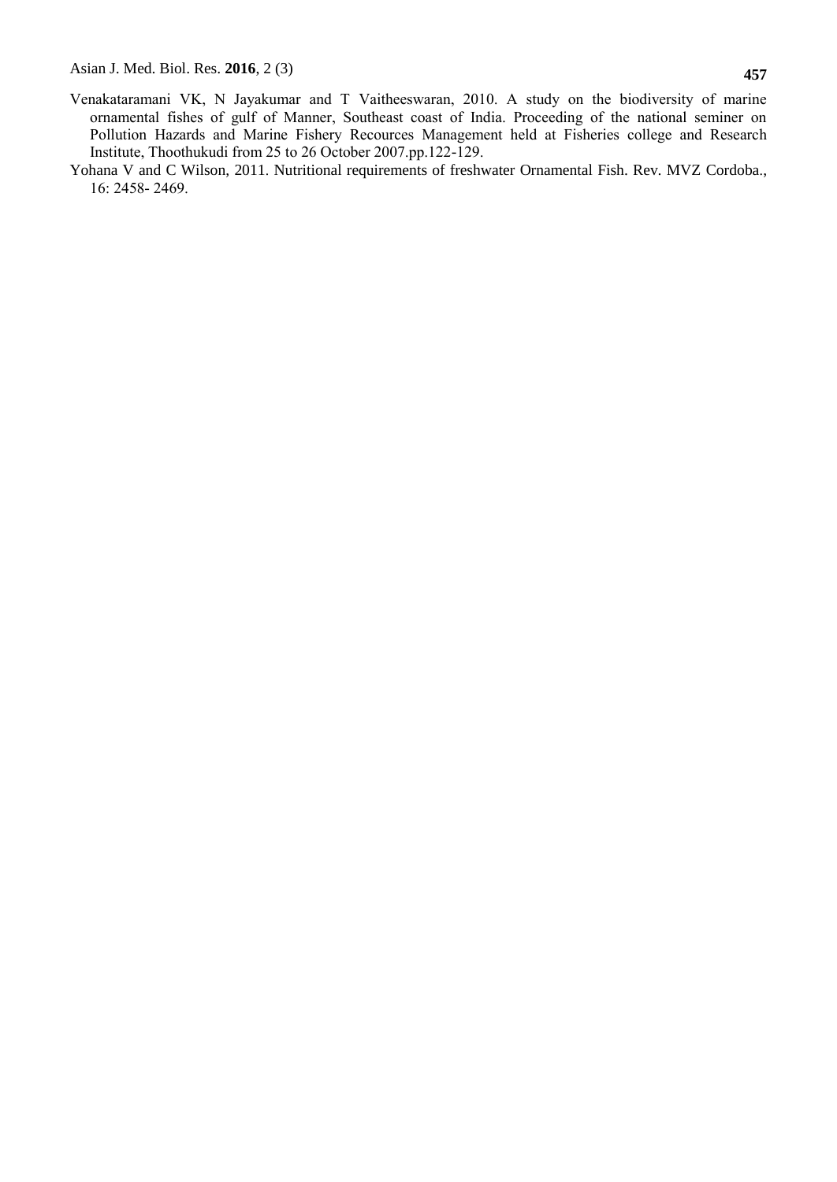Venakataramani VK, N Jayakumar and T Vaitheeswaran, 2010. A study on the biodiversity of marine ornamental fishes of gulf of Manner, Southeast coast of India. Proceeding of the national seminer on Pollution Hazards and Marine Fishery Recources Management held at Fisheries college and Research Institute, Thoothukudi from 25 to 26 October 2007.pp.122-129.

Yohana V and C Wilson, 2011. Nutritional requirements of freshwater Ornamental Fish. Rev. MVZ Cordoba., 16: 2458- 2469.